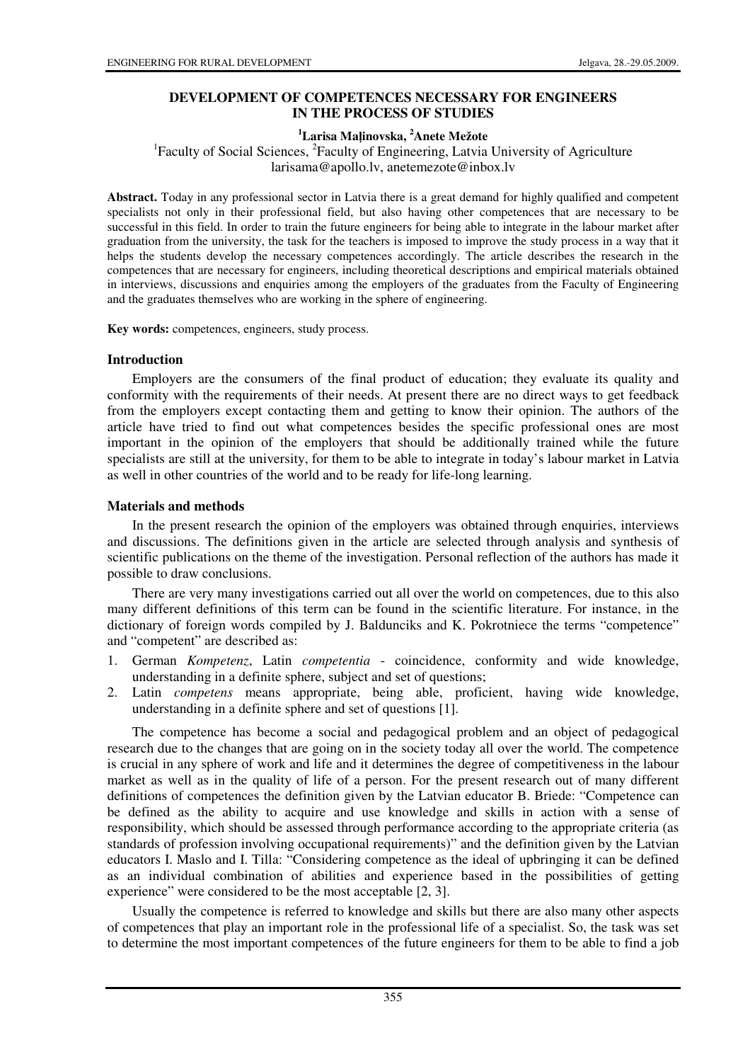# DEVELOPMENT OF COMPETENCES NECESSARY FOR ENGINEERS IN THE PROCESS OF STUDIES

**[1]Larisa Maļinovska, [2]Anete Mežote**

[1]Faculty of Social Sciences, [2]Faculty of Engineering, Latvia University of Agriculture
larisama@apollo.lv, anetemezote@inbox.lv

**Abstract.** Today in any professional sector in Latvia there is a great demand for highly qualified and competent specialists not only in their professional field, but also having other competences that are necessary to be successful in this field. In order to train the future engineers for being able to integrate in the labour market after graduation from the university, the task for the teachers is imposed to improve the study process in a way that it helps the students develop the necessary competences accordingly. The article describes the research in the competences that are necessary for engineers, including theoretical descriptions and empirical materials obtained in interviews, discussions and enquiries among the employers of the graduates from the Faculty of Engineering and the graduates themselves who are working in the sphere of engineering.

**Key words:** competences, engineers, study process.

## Introduction

Employers are the consumers of the final product of education; they evaluate its quality and conformity with the requirements of their needs. At present there are no direct ways to get feedback from the employers except contacting them and getting to know their opinion. The authors of the article have tried to find out what competences besides the specific professional ones are most important in the opinion of the employers that should be additionally trained while the future specialists are still at the university, for them to be able to integrate in today's labour market in Latvia as well in other countries of the world and to be ready for life-long learning.

## Materials and methods

In the present research the opinion of the employers was obtained through enquiries, interviews and discussions. The definitions given in the article are selected through analysis and synthesis of scientific publications on the theme of the investigation. Personal reflection of the authors has made it possible to draw conclusions.

There are very many investigations carried out all over the world on competences, due to this also many different definitions of this term can be found in the scientific literature. For instance, in the dictionary of foreign words compiled by J. Baldunciks and K. Pokrotniece the terms "competence" and "competent" are described as:

1. German *Kompetenz*, Latin *competentia* - coincidence, conformity and wide knowledge, understanding in a definite sphere, subject and set of questions;
2. Latin *competens* means appropriate, being able, proficient, having wide knowledge, understanding in a definite sphere and set of questions [1].

The competence has become a social and pedagogical problem and an object of pedagogical research due to the changes that are going on in the society today all over the world. The competence is crucial in any sphere of work and life and it determines the degree of competitiveness in the labour market as well as in the quality of life of a person. For the present research out of many different definitions of competences the definition given by the Latvian educator B. Briede: "Competence can be defined as the ability to acquire and use knowledge and skills in action with a sense of responsibility, which should be assessed through performance according to the appropriate criteria (as standards of profession involving occupational requirements)" and the definition given by the Latvian educators I. Maslo and I. Tilla: "Considering competence as the ideal of upbringing it can be defined as an individual combination of abilities and experience based in the possibilities of getting experience" were considered to be the most acceptable [2, 3].

Usually the competence is referred to knowledge and skills but there are also many other aspects of competences that play an important role in the professional life of a specialist. So, the task was set to determine the most important competences of the future engineers for them to be able to find a job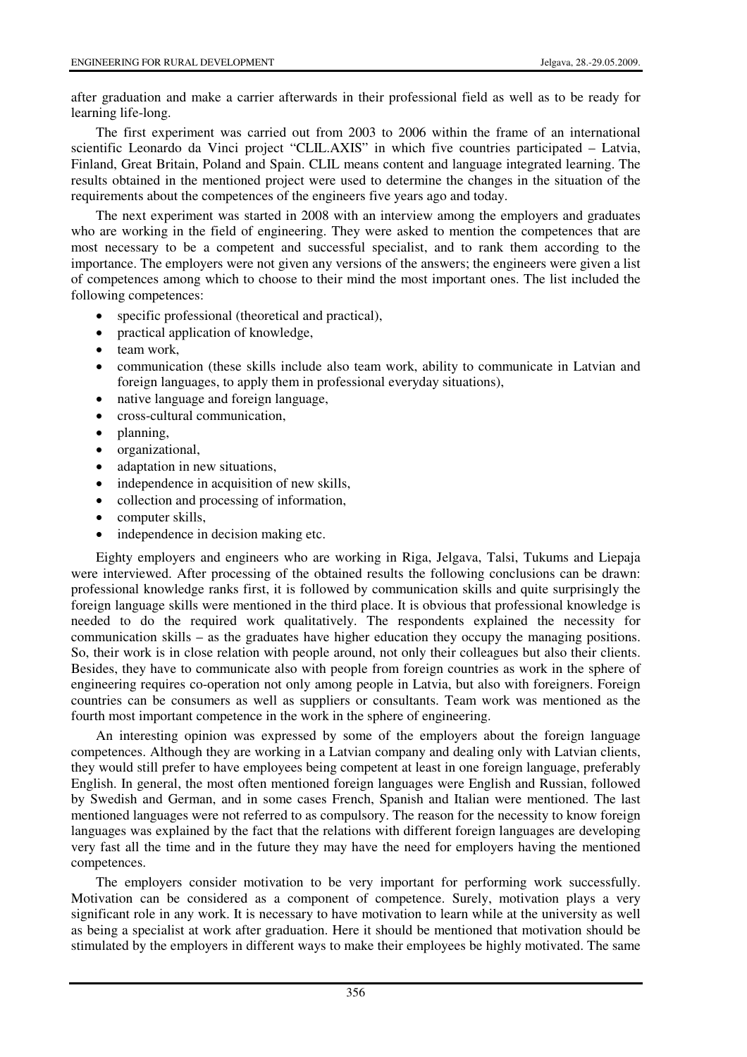after graduation and make a carrier afterwards in their professional field as well as to be ready for learning life-long.

The first experiment was carried out from 2003 to 2006 within the frame of an international scientific Leonardo da Vinci project "CLIL.AXIS" in which five countries participated – Latvia, Finland, Great Britain, Poland and Spain. CLIL means content and language integrated learning. The results obtained in the mentioned project were used to determine the changes in the situation of the requirements about the competences of the engineers five years ago and today.

The next experiment was started in 2008 with an interview among the employers and graduates who are working in the field of engineering. They were asked to mention the competences that are most necessary to be a competent and successful specialist, and to rank them according to the importance. The employers were not given any versions of the answers; the engineers were given a list of competences among which to choose to their mind the most important ones. The list included the following competences:

- specific professional (theoretical and practical),
- practical application of knowledge,
- team work,
- communication (these skills include also team work, ability to communicate in Latvian and foreign languages, to apply them in professional everyday situations),
- native language and foreign language,
- cross-cultural communication,
- planning,
- organizational,
- adaptation in new situations,
- independence in acquisition of new skills,
- collection and processing of information,
- computer skills,
- independence in decision making etc.

Eighty employers and engineers who are working in Riga, Jelgava, Talsi, Tukums and Liepaja were interviewed. After processing of the obtained results the following conclusions can be drawn: professional knowledge ranks first, it is followed by communication skills and quite surprisingly the foreign language skills were mentioned in the third place. It is obvious that professional knowledge is needed to do the required work qualitatively. The respondents explained the necessity for communication skills – as the graduates have higher education they occupy the managing positions. So, their work is in close relation with people around, not only their colleagues but also their clients. Besides, they have to communicate also with people from foreign countries as work in the sphere of engineering requires co-operation not only among people in Latvia, but also with foreigners. Foreign countries can be consumers as well as suppliers or consultants. Team work was mentioned as the fourth most important competence in the work in the sphere of engineering.

An interesting opinion was expressed by some of the employers about the foreign language competences. Although they are working in a Latvian company and dealing only with Latvian clients, they would still prefer to have employees being competent at least in one foreign language, preferably English. In general, the most often mentioned foreign languages were English and Russian, followed by Swedish and German, and in some cases French, Spanish and Italian were mentioned. The last mentioned languages were not referred to as compulsory. The reason for the necessity to know foreign languages was explained by the fact that the relations with different foreign languages are developing very fast all the time and in the future they may have the need for employers having the mentioned competences.

The employers consider motivation to be very important for performing work successfully. Motivation can be considered as a component of competence. Surely, motivation plays a very significant role in any work. It is necessary to have motivation to learn while at the university as well as being a specialist at work after graduation. Here it should be mentioned that motivation should be stimulated by the employers in different ways to make their employees be highly motivated. The same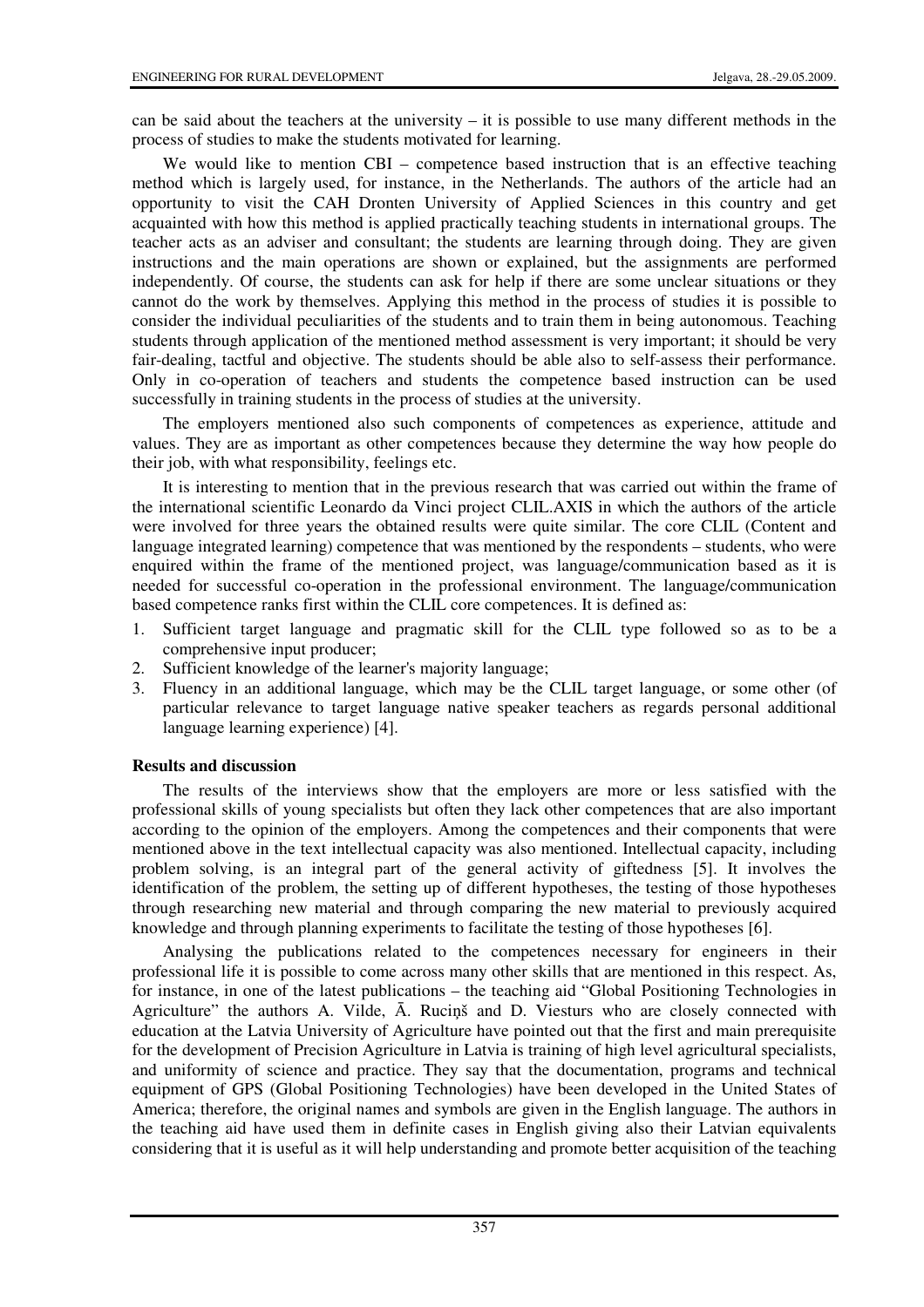can be said about the teachers at the university – it is possible to use many different methods in the process of studies to make the students motivated for learning.

We would like to mention CBI – competence based instruction that is an effective teaching method which is largely used, for instance, in the Netherlands. The authors of the article had an opportunity to visit the CAH Dronten University of Applied Sciences in this country and get acquainted with how this method is applied practically teaching students in international groups. The teacher acts as an adviser and consultant; the students are learning through doing. They are given instructions and the main operations are shown or explained, but the assignments are performed independently. Of course, the students can ask for help if there are some unclear situations or they cannot do the work by themselves. Applying this method in the process of studies it is possible to consider the individual peculiarities of the students and to train them in being autonomous. Teaching students through application of the mentioned method assessment is very important; it should be very fair-dealing, tactful and objective. The students should be able also to self-assess their performance. Only in co-operation of teachers and students the competence based instruction can be used successfully in training students in the process of studies at the university.

The employers mentioned also such components of competences as experience, attitude and values. They are as important as other competences because they determine the way how people do their job, with what responsibility, feelings etc.

It is interesting to mention that in the previous research that was carried out within the frame of the international scientific Leonardo da Vinci project CLIL.AXIS in which the authors of the article were involved for three years the obtained results were quite similar. The core CLIL (Content and language integrated learning) competence that was mentioned by the respondents – students, who were enquired within the frame of the mentioned project, was language/communication based as it is needed for successful co-operation in the professional environment. The language/communication based competence ranks first within the CLIL core competences. It is defined as:

1. Sufficient target language and pragmatic skill for the CLIL type followed so as to be a comprehensive input producer;
2. Sufficient knowledge of the learner's majority language;
3. Fluency in an additional language, which may be the CLIL target language, or some other (of particular relevance to target language native speaker teachers as regards personal additional language learning experience) [4].

## Results and discussion

The results of the interviews show that the employers are more or less satisfied with the professional skills of young specialists but often they lack other competences that are also important according to the opinion of the employers. Among the competences and their components that were mentioned above in the text intellectual capacity was also mentioned. Intellectual capacity, including problem solving, is an integral part of the general activity of giftedness [5]. It involves the identification of the problem, the setting up of different hypotheses, the testing of those hypotheses through researching new material and through comparing the new material to previously acquired knowledge and through planning experiments to facilitate the testing of those hypotheses [6].

Analysing the publications related to the competences necessary for engineers in their professional life it is possible to come across many other skills that are mentioned in this respect. As, for instance, in one of the latest publications – the teaching aid "Global Positioning Technologies in Agriculture" the authors A. Vilde, Ā.Ruciņš and D. Viesturs who are closely connected with education at the Latvia University of Agriculture have pointed out that the first and main prerequisite for the development of Precision Agriculture in Latvia is training of high level agricultural specialists, and uniformity of science and practice. They say that the documentation, programs and technical equipment of GPS (Global Positioning Technologies) have been developed in the United States of America; therefore, the original names and symbols are given in the English language. The authors in the teaching aid have used them in definite cases in English giving also their Latvian equivalents considering that it is useful as it will help understanding and promote better acquisition of the teaching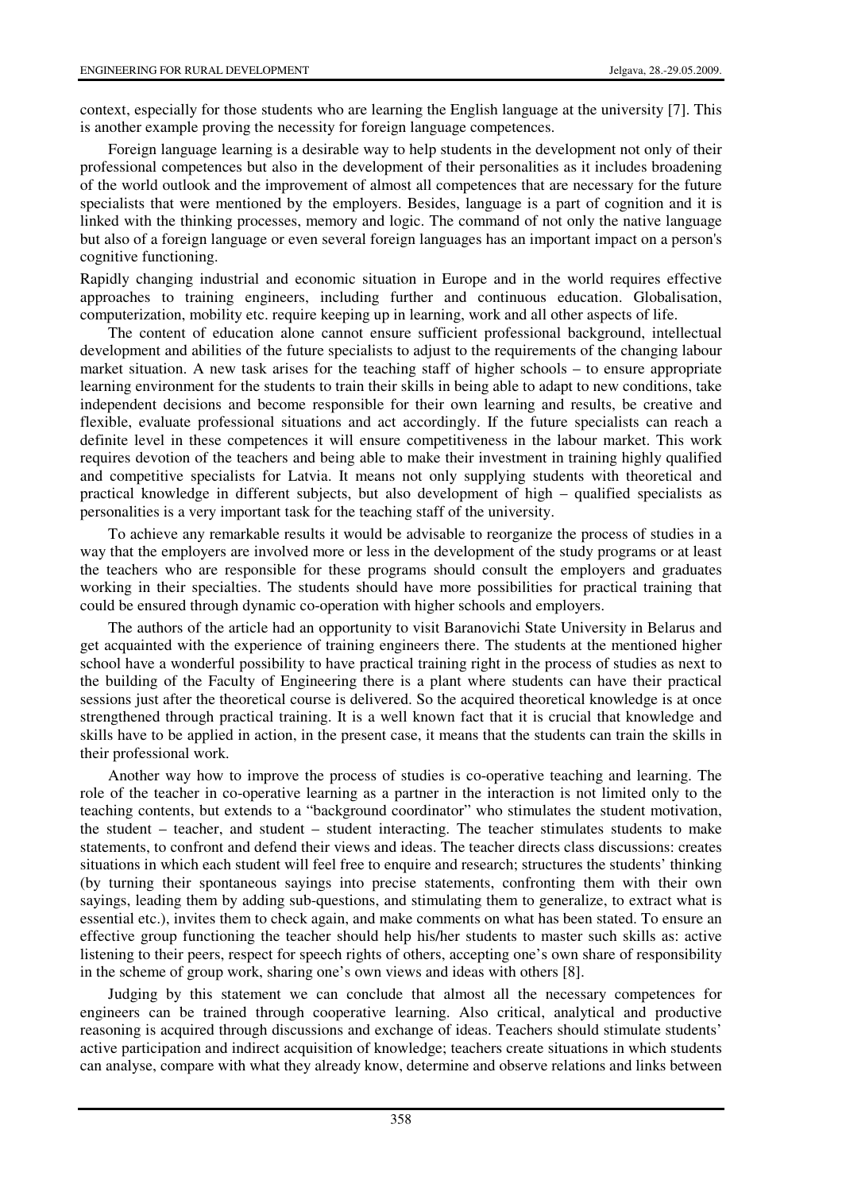context, especially for those students who are learning the English language at the university [7]. This is another example proving the necessity for foreign language competences.

Foreign language learning is a desirable way to help students in the development not only of their professional competences but also in the development of their personalities as it includes broadening of the world outlook and the improvement of almost all competences that are necessary for the future specialists that were mentioned by the employers. Besides, language is a part of cognition and it is linked with the thinking processes, memory and logic. The command of not only the native language but also of a foreign language or even several foreign languages has an important impact on a person's cognitive functioning.

Rapidly changing industrial and economic situation in Europe and in the world requires effective approaches to training engineers, including further and continuous education. Globalisation, computerization, mobility etc. require keeping up in learning, work and all other aspects of life.

The content of education alone cannot ensure sufficient professional background, intellectual development and abilities of the future specialists to adjust to the requirements of the changing labour market situation. A new task arises for the teaching staff of higher schools – to ensure appropriate learning environment for the students to train their skills in being able to adapt to new conditions, take independent decisions and become responsible for their own learning and results, be creative and flexible, evaluate professional situations and act accordingly. If the future specialists can reach a definite level in these competences it will ensure competitiveness in the labour market. This work requires devotion of the teachers and being able to make their investment in training highly qualified and competitive specialists for Latvia. It means not only supplying students with theoretical and practical knowledge in different subjects, but also development of high – qualified specialists as personalities is a very important task for the teaching staff of the university.

To achieve any remarkable results it would be advisable to reorganize the process of studies in a way that the employers are involved more or less in the development of the study programs or at least the teachers who are responsible for these programs should consult the employers and graduates working in their specialties. The students should have more possibilities for practical training that could be ensured through dynamic co-operation with higher schools and employers.

The authors of the article had an opportunity to visit Baranovichi State University in Belarus and get acquainted with the experience of training engineers there. The students at the mentioned higher school have a wonderful possibility to have practical training right in the process of studies as next to the building of the Faculty of Engineering there is a plant where students can have their practical sessions just after the theoretical course is delivered. So the acquired theoretical knowledge is at once strengthened through practical training. It is a well known fact that it is crucial that knowledge and skills have to be applied in action, in the present case, it means that the students can train the skills in their professional work.

Another way how to improve the process of studies is co-operative teaching and learning. The role of the teacher in co-operative learning as a partner in the interaction is not limited only to the teaching contents, but extends to a "background coordinator" who stimulates the student motivation, the student – teacher, and student – student interacting. The teacher stimulates students to make statements, to confront and defend their views and ideas. The teacher directs class discussions: creates situations in which each student will feel free to enquire and research; structures the students' thinking (by turning their spontaneous sayings into precise statements, confronting them with their own sayings, leading them by adding sub-questions, and stimulating them to generalize, to extract what is essential etc.), invites them to check again, and make comments on what has been stated. To ensure an effective group functioning the teacher should help his/her students to master such skills as: active listening to their peers, respect for speech rights of others, accepting one's own share of responsibility in the scheme of group work, sharing one's own views and ideas with others [8].

Judging by this statement we can conclude that almost all the necessary competences for engineers can be trained through cooperative learning. Also critical, analytical and productive reasoning is acquired through discussions and exchange of ideas. Teachers should stimulate students' active participation and indirect acquisition of knowledge; teachers create situations in which students can analyse, compare with what they already know, determine and observe relations and links between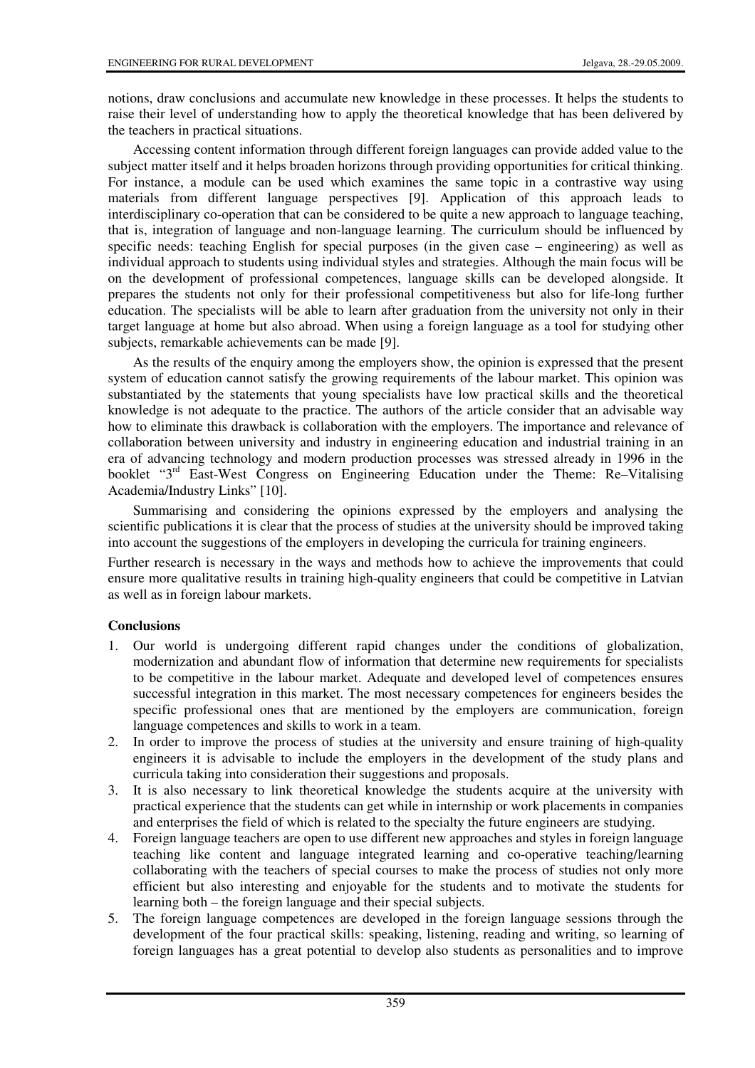notions, draw conclusions and accumulate new knowledge in these processes. It helps the students to raise their level of understanding how to apply the theoretical knowledge that has been delivered by the teachers in practical situations.

Accessing content information through different foreign languages can provide added value to the subject matter itself and it helps broaden horizons through providing opportunities for critical thinking. For instance, a module can be used which examines the same topic in a contrastive way using materials from different language perspectives [9]. Application of this approach leads to interdisciplinary co-operation that can be considered to be quite a new approach to language teaching, that is, integration of language and non-language learning. The curriculum should be influenced by specific needs: teaching English for special purposes (in the given case – engineering) as well as individual approach to students using individual styles and strategies. Although the main focus will be on the development of professional competences, language skills can be developed alongside. It prepares the students not only for their professional competitiveness but also for life-long further education. The specialists will be able to learn after graduation from the university not only in their target language at home but also abroad. When using a foreign language as a tool for studying other subjects, remarkable achievements can be made [9].

As the results of the enquiry among the employers show, the opinion is expressed that the present system of education cannot satisfy the growing requirements of the labour market. This opinion was substantiated by the statements that young specialists have low practical skills and the theoretical knowledge is not adequate to the practice. The authors of the article consider that an advisable way how to eliminate this drawback is collaboration with the employers. The importance and relevance of collaboration between university and industry in engineering education and industrial training in an era of advancing technology and modern production processes was stressed already in 1996 in the booklet "3rd East-West Congress on Engineering Education under the Theme: Re–Vitalising Academia/Industry Links" [10].

Summarising and considering the opinions expressed by the employers and analysing the scientific publications it is clear that the process of studies at the university should be improved taking into account the suggestions of the employers in developing the curricula for training engineers.

Further research is necessary in the ways and methods how to achieve the improvements that could ensure more qualitative results in training high-quality engineers that could be competitive in Latvian as well as in foreign labour markets.

## Conclusions

1. Our world is undergoing different rapid changes under the conditions of globalization, modernization and abundant flow of information that determine new requirements for specialists to be competitive in the labour market. Adequate and developed level of competences ensures successful integration in this market. The most necessary competences for engineers besides the specific professional ones that are mentioned by the employers are communication, foreign language competences and skills to work in a team.
2. In order to improve the process of studies at the university and ensure training of high-quality engineers it is advisable to include the employers in the development of the study plans and curricula taking into consideration their suggestions and proposals.
3. It is also necessary to link theoretical knowledge the students acquire at the university with practical experience that the students can get while in internship or work placements in companies and enterprises the field of which is related to the specialty the future engineers are studying.
4. Foreign language teachers are open to use different new approaches and styles in foreign language teaching like content and language integrated learning and co-operative teaching/learning collaborating with the teachers of special courses to make the process of studies not only more efficient but also interesting and enjoyable for the students and to motivate the students for learning both – the foreign language and their special subjects.
5. The foreign language competences are developed in the foreign language sessions through the development of the four practical skills: speaking, listening, reading and writing, so learning of foreign languages has a great potential to develop also students as personalities and to improve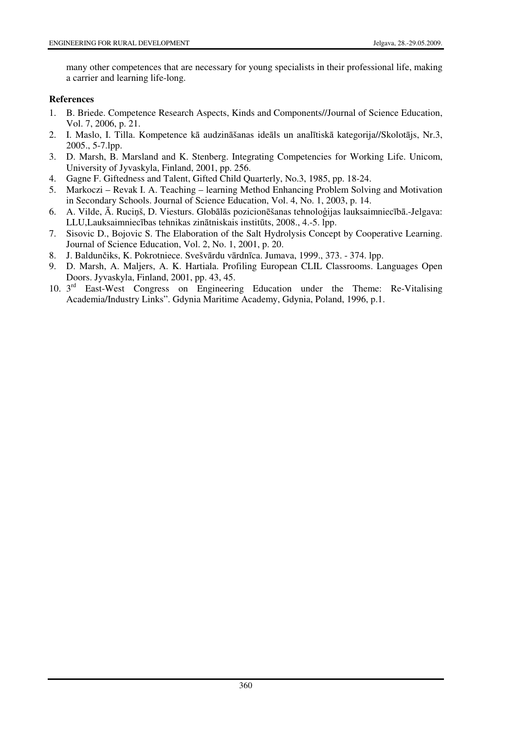many other competences that are necessary for young specialists in their professional life, making a carrier and learning life-long.

**References**

1. B. Briede. Competence Research Aspects, Kinds and Components//Journal of Science Education, Vol. 7, 2006, p. 21.
2. I. Maslo, I. Tilla. Kompetence kā audzināšanas ideāls un analītiskā kategorija//Skolotājs, Nr.3, 2005., 5-7.lpp.
3. D. Marsh, B. Marsland and K. Stenberg. Integrating Competencies for Working Life. Unicom, University of Jyvaskyla, Finland, 2001, pp. 256.
4. Gagne F. Giftedness and Talent, Gifted Child Quarterly, No.3, 1985, pp. 18-24.
5. Markoczi – Revak I. A. Teaching – learning Method Enhancing Problem Solving and Motivation in Secondary Schools. Journal of Science Education, Vol. 4, No. 1, 2003, p. 14.
6. A. Vilde, Ā. Ruciņš, D. Viesturs. Globālās pozicionēšanas tehnoloģijas lauksaimniecībā.-Jelgava: LLU,Lauksaimniecības tehnikas zinātniskais institūts, 2008., 4.-5. lpp.
7. Sisovic D., Bojovic S. The Elaboration of the Salt Hydrolysis Concept by Cooperative Learning. Journal of Science Education, Vol. 2, No. 1, 2001, p. 20.
8. J. Baldunčiks, K. Pokrotniece. Svešvārdu vārdnīca. Jumava, 1999., 373. - 374. lpp.
9. D. Marsh, A. Maljers, A. K. Hartiala. Profiling European CLIL Classrooms. Languages Open Doors. Jyvaskyla, Finland, 2001, pp. 43, 45.
10. 3rd East-West Congress on Engineering Education under the Theme: Re-Vitalising Academia/Industry Links". Gdynia Maritime Academy, Gdynia, Poland, 1996, p.1.